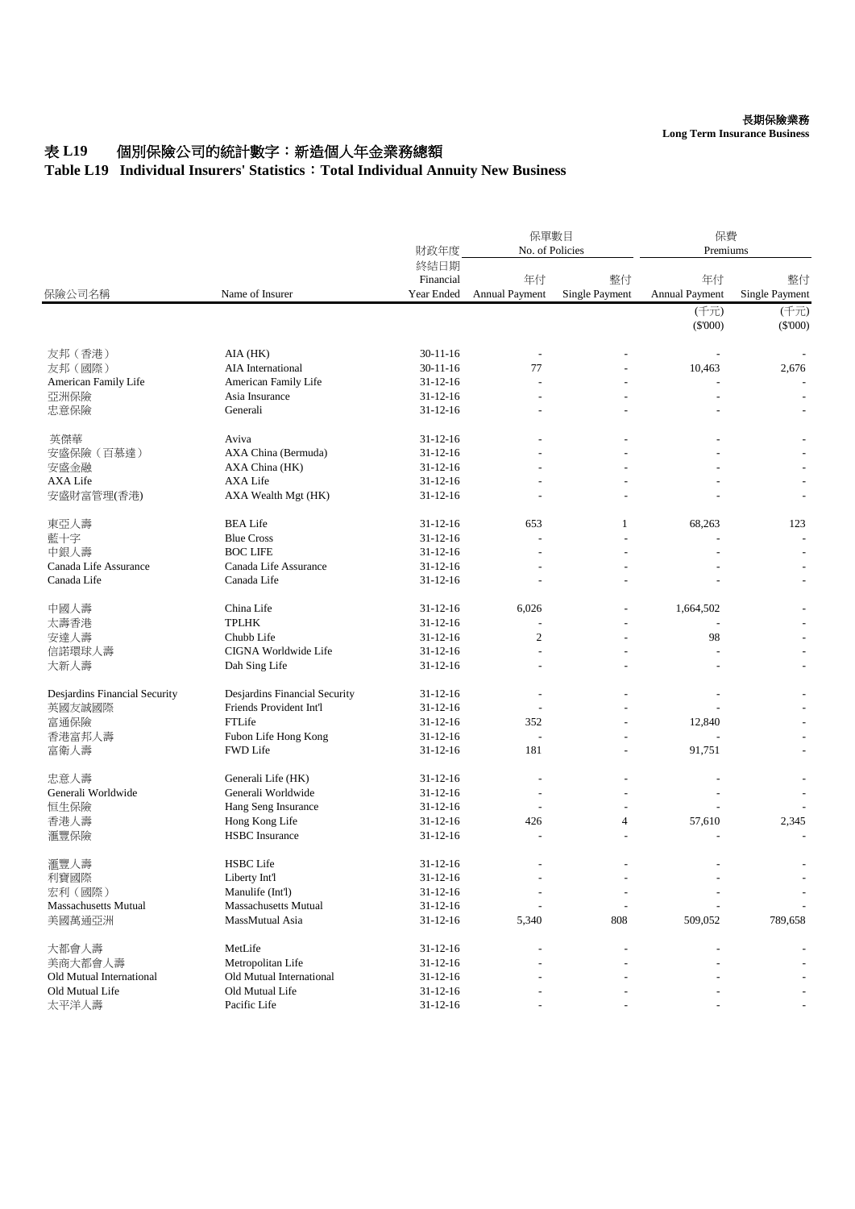長期保險業務
**Long Term Insurance Business**

# 表 L19　個別保險公司的統計數字：新造個人年金業務總額
# Table L19　Individual Insurers' Statistics：Total Individual Annuity New Business

| 保險公司名稱 | Name of Insurer | 財政年度終結日期 Financial Year Ended | 保單數目 No. of Policies | | 保費 Premiums | |
|---|---|---|---|---|---|---|
| | | | 年付 Annual Payment | 整付 Single Payment | 年付 Annual Payment | 整付 Single Payment |
| | | | | | (千元) ($'000) | (千元) ($'000) |
| 友邦（香港） | AIA (HK) | 30-11-16 | - | - | - | - |
| 友邦（國際） | AIA International | 30-11-16 | 77 | - | 10,463 | 2,676 |
| American Family Life | American Family Life | 31-12-16 | - | - | - | - |
| 亞洲保險 | Asia Insurance | 31-12-16 | - | - | - | - |
| 忠意保險 | Generali | 31-12-16 | - | - | - | - |
| 英傑華 | Aviva | 31-12-16 | - | - | - | - |
| 安盛保險（百慕達） | AXA China (Bermuda) | 31-12-16 | - | - | - | - |
| 安盛金融 | AXA China (HK) | 31-12-16 | - | - | - | - |
| AXA Life | AXA Life | 31-12-16 | - | - | - | - |
| 安盛財富管理(香港) | AXA Wealth Mgt (HK) | 31-12-16 | - | - | - | - |
| 東亞人壽 | BEA Life | 31-12-16 | 653 | 1 | 68,263 | 123 |
| 藍十字 | Blue Cross | 31-12-16 | - | - | - | - |
| 中銀人壽 | BOC LIFE | 31-12-16 | - | - | - | - |
| Canada Life Assurance | Canada Life Assurance | 31-12-16 | - | - | - | - |
| Canada Life | Canada Life | 31-12-16 | - | - | - | - |
| 中國人壽 | China Life | 31-12-16 | 6,026 | - | 1,664,502 | - |
| 太壽香港 | TPLHK | 31-12-16 | - | - | - | - |
| 安達人壽 | Chubb Life | 31-12-16 | 2 | - | 98 | - |
| 信諾環球人壽 | CIGNA Worldwide Life | 31-12-16 | - | - | - | - |
| 大新人壽 | Dah Sing Life | 31-12-16 | - | - | - | - |
| Desjardins Financial Security | Desjardins Financial Security | 31-12-16 | - | - | - | - |
| 英國友誠國際 | Friends Provident Int'l | 31-12-16 | - | - | - | - |
| 富通保險 | FTLife | 31-12-16 | 352 | - | 12,840 | - |
| 香港富邦人壽 | Fubon Life Hong Kong | 31-12-16 | - | - | - | - |
| 富衛人壽 | FWD Life | 31-12-16 | 181 | - | 91,751 | - |
| 忠意人壽 | Generali Life (HK) | 31-12-16 | - | - | - | - |
| Generali Worldwide | Generali Worldwide | 31-12-16 | - | - | - | - |
| 恒生保險 | Hang Seng Insurance | 31-12-16 | - | - | - | - |
| 香港人壽 | Hong Kong Life | 31-12-16 | 426 | 4 | 57,610 | 2,345 |
| 滙豐保險 | HSBC Insurance | 31-12-16 | - | - | - | - |
| 滙豐人壽 | HSBC Life | 31-12-16 | - | - | - | - |
| 利寶國際 | Liberty Int'l | 31-12-16 | - | - | - | - |
| 宏利（國際） | Manulife (Int'l) | 31-12-16 | - | - | - | - |
| Massachusetts Mutual | Massachusetts Mutual | 31-12-16 | - | - | - | - |
| 美國萬通亞洲 | MassMutual Asia | 31-12-16 | 5,340 | 808 | 509,052 | 789,658 |
| 大都會人壽 | MetLife | 31-12-16 | - | - | - | - |
| 美商大都會人壽 | Metropolitan Life | 31-12-16 | - | - | - | - |
| Old Mutual International | Old Mutual International | 31-12-16 | - | - | - | - |
| Old Mutual Life | Old Mutual Life | 31-12-16 | - | - | - | - |
| 太平洋人壽 | Pacific Life | 31-12-16 | - | - | - | - |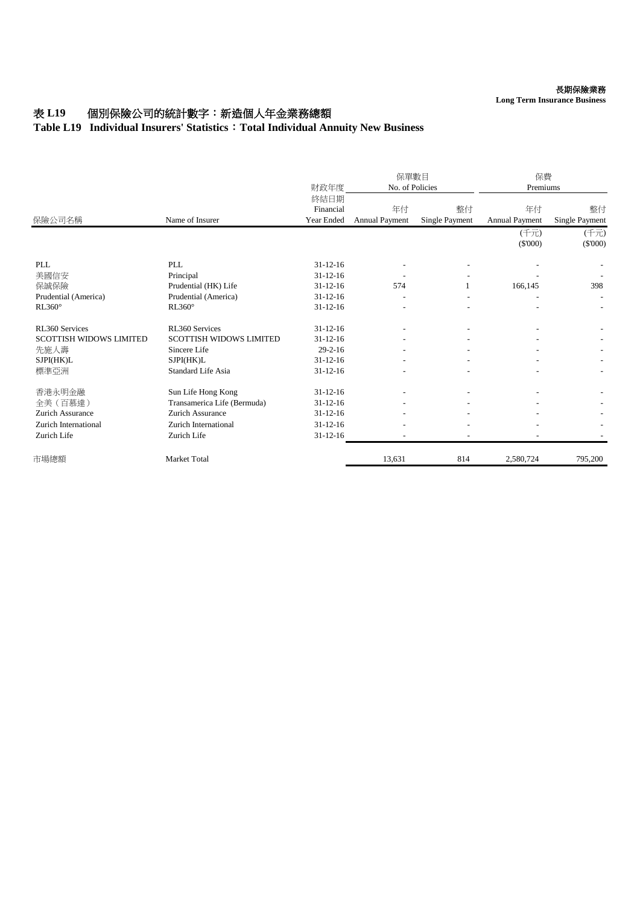長期保險業務
**Long Term Insurance Business**

# 表 L19　個別保險公司的統計數字：新造個人年金業務總額
# Table L19　Individual Insurers' Statistics：Total Individual Annuity New Business

| 保險公司名稱 | Name of Insurer | 財政年度終結日期 Financial Year Ended | 保單數目 No. of Policies 年付 Annual Payment | 整付 Single Payment | 保費 Premiums 年付 Annual Payment (千元) ($'000) | 整付 Single Payment (千元) ($'000) |
|---|---|---|---|---|---|---|
| PLL | PLL | 31-12-16 | - | - | - | - |
| 美國信安 | Principal | 31-12-16 | - | - | - | - |
| 保誠保險 | Prudential (HK) Life | 31-12-16 | 574 | 1 | 166,145 | 398 |
| Prudential (America) | Prudential (America) | 31-12-16 | - | - | - | - |
| RL360° | RL360° | 31-12-16 | - | - | - | - |
| RL360 Services | RL360 Services | 31-12-16 | - | - | - | - |
| SCOTTISH WIDOWS LIMITED | SCOTTISH WIDOWS LIMITED | 31-12-16 | - | - | - | - |
| 先施人壽 | Sincere Life | 29-2-16 | - | - | - | - |
| SJPI(HK)L | SJPI(HK)L | 31-12-16 | - | - | - | - |
| 標準亞洲 | Standard Life Asia | 31-12-16 | - | - | - | - |
| 香港永明金融 | Sun Life Hong Kong | 31-12-16 | - | - | - | - |
| 全美（百慕達） | Transamerica Life (Bermuda) | 31-12-16 | - | - | - | - |
| Zurich Assurance | Zurich Assurance | 31-12-16 | - | - | - | - |
| Zurich International | Zurich International | 31-12-16 | - | - | - | - |
| Zurich Life | Zurich Life | 31-12-16 | - | - | - | - |
| 市場總額 | Market Total | | 13,631 | 814 | 2,580,724 | 795,200 |